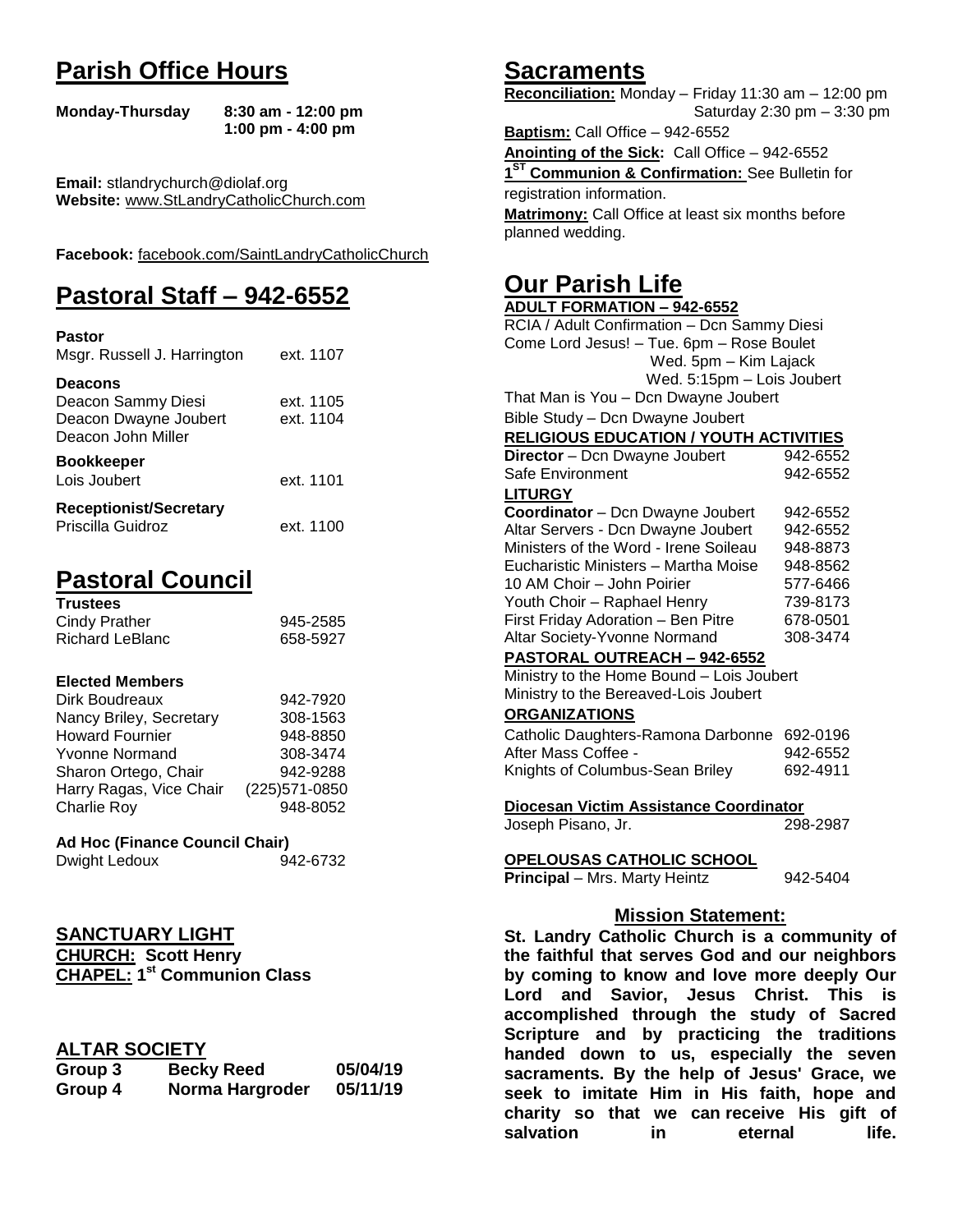# Parish Office Hours

**Monday-Thursday** **8:30 am - 12:00 pm**
**1:00 pm - 4:00 pm**

**Email:** stlandrychurch@diolaf.org
**Website:** www.StLandryCatholicChurch.com

**Facebook:** facebook.com/SaintLandryCatholicChurch

# Pastoral Staff – 942-6552

**Pastor**
Msgr. Russell J. Harrington ext. 1107

**Deacons**
Deacon Sammy Diesi ext. 1105
Deacon Dwayne Joubert ext. 1104
Deacon John Miller

**Bookkeeper**
Lois Joubert ext. 1101

**Receptionist/Secretary**
Priscilla Guidroz ext. 1100

# Pastoral Council

**Trustees**

| | |
|---|---|
| Cindy Prather | 945-2585 |
| Richard LeBlanc | 658-5927 |

**Elected Members**

| | |
|---|---|
| Dirk Boudreaux | 942-7920 |
| Nancy Briley, Secretary | 308-1563 |
| Howard Fournier | 948-8850 |
| Yvonne Normand | 308-3474 |
| Sharon Ortego, Chair | 942-9288 |
| Harry Ragas, Vice Chair | (225)571-0850 |
| Charlie Roy | 948-8052 |

**Ad Hoc (Finance Council Chair)**
Dwight Ledoux 942-6732

## SANCTUARY LIGHT

**CHURCH: Scott Henry**
**CHAPEL: 1st Communion Class**

## ALTAR SOCIETY

| | | |
|---|---|---|
| **Group 3** | **Becky Reed** | **05/04/19** |
| **Group 4** | **Norma Hargroder** | **05/11/19** |

# Sacraments

**Reconciliation:** Monday – Friday 11:30 am – 12:00 pm
Saturday 2:30 pm – 3:30 pm

**Baptism:** Call Office – 942-6552

**Anointing of the Sick:** Call Office – 942-6552

**1ST Communion & Confirmation:** See Bulletin for registration information.

**Matrimony:** Call Office at least six months before planned wedding.

# Our Parish Life

**ADULT FORMATION – 942-6552**

RCIA / Adult Confirmation – Dcn Sammy Diesi
Come Lord Jesus! – Tue. 6pm – Rose Boulet
Wed. 5pm – Kim Lajack
Wed. 5:15pm – Lois Joubert
That Man is You – Dcn Dwayne Joubert
Bible Study – Dcn Dwayne Joubert

**RELIGIOUS EDUCATION / YOUTH ACTIVITIES**

| | |
|---|---|
| **Director** – Dcn Dwayne Joubert | 942-6552 |
| Safe Environment | 942-6552 |

**LITURGY**

| | |
|---|---|
| **Coordinator** – Dcn Dwayne Joubert | 942-6552 |
| Altar Servers - Dcn Dwayne Joubert | 942-6552 |
| Ministers of the Word - Irene Soileau | 948-8873 |
| Eucharistic Ministers – Martha Moise | 948-8562 |
| 10 AM Choir – John Poirier | 577-6466 |
| Youth Choir – Raphael Henry | 739-8173 |
| First Friday Adoration – Ben Pitre | 678-0501 |
| Altar Society-Yvonne Normand | 308-3474 |

**PASTORAL OUTREACH – 942-6552**

Ministry to the Home Bound – Lois Joubert
Ministry to the Bereaved-Lois Joubert

**ORGANIZATIONS**

| | |
|---|---|
| Catholic Daughters-Ramona Darbonne | 692-0196 |
| After Mass Coffee - | 942-6552 |
| Knights of Columbus-Sean Briley | 692-4911 |

**Diocesan Victim Assistance Coordinator**
Joseph Pisano, Jr. 298-2987

**OPELOUSAS CATHOLIC SCHOOL**
**Principal** – Mrs. Marty Heintz 942-5404

## Mission Statement:

**St. Landry Catholic Church is a community of the faithful that serves God and our neighbors by coming to know and love more deeply Our Lord and Savior, Jesus Christ. This is accomplished through the study of Sacred Scripture and by practicing the traditions handed down to us, especially the seven sacraments. By the help of Jesus' Grace, we seek to imitate Him in His faith, hope and charity so that we can receive His gift of salvation in eternal life.**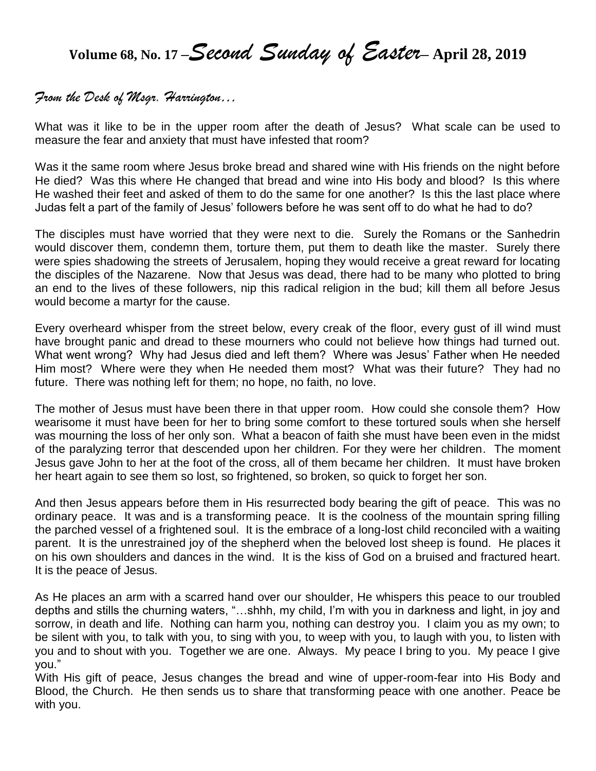# Volume 68, No. 17 – *Second Sunday of Easter* – April 28, 2019

*From the Desk of Msgr. Harrington…*

What was it like to be in the upper room after the death of Jesus? What scale can be used to measure the fear and anxiety that must have infested that room?

Was it the same room where Jesus broke bread and shared wine with His friends on the night before He died? Was this where He changed that bread and wine into His body and blood? Is this where He washed their feet and asked of them to do the same for one another? Is this the last place where Judas felt a part of the family of Jesus' followers before he was sent off to do what he had to do?

The disciples must have worried that they were next to die. Surely the Romans or the Sanhedrin would discover them, condemn them, torture them, put them to death like the master. Surely there were spies shadowing the streets of Jerusalem, hoping they would receive a great reward for locating the disciples of the Nazarene. Now that Jesus was dead, there had to be many who plotted to bring an end to the lives of these followers, nip this radical religion in the bud; kill them all before Jesus would become a martyr for the cause.

Every overheard whisper from the street below, every creak of the floor, every gust of ill wind must have brought panic and dread to these mourners who could not believe how things had turned out. What went wrong? Why had Jesus died and left them? Where was Jesus' Father when He needed Him most? Where were they when He needed them most? What was their future? They had no future. There was nothing left for them; no hope, no faith, no love.

The mother of Jesus must have been there in that upper room. How could she console them? How wearisome it must have been for her to bring some comfort to these tortured souls when she herself was mourning the loss of her only son. What a beacon of faith she must have been even in the midst of the paralyzing terror that descended upon her children. For they were her children. The moment Jesus gave John to her at the foot of the cross, all of them became her children. It must have broken her heart again to see them so lost, so frightened, so broken, so quick to forget her son.

And then Jesus appears before them in His resurrected body bearing the gift of peace. This was no ordinary peace. It was and is a transforming peace. It is the coolness of the mountain spring filling the parched vessel of a frightened soul. It is the embrace of a long-lost child reconciled with a waiting parent. It is the unrestrained joy of the shepherd when the beloved lost sheep is found. He places it on his own shoulders and dances in the wind. It is the kiss of God on a bruised and fractured heart. It is the peace of Jesus.

As He places an arm with a scarred hand over our shoulder, He whispers this peace to our troubled depths and stills the churning waters, "…shhh, my child, I'm with you in darkness and light, in joy and sorrow, in death and life. Nothing can harm you, nothing can destroy you. I claim you as my own; to be silent with you, to talk with you, to sing with you, to weep with you, to laugh with you, to listen with you and to shout with you. Together we are one. Always. My peace I bring to you. My peace I give you."

With His gift of peace, Jesus changes the bread and wine of upper-room-fear into His Body and Blood, the Church. He then sends us to share that transforming peace with one another. Peace be with you.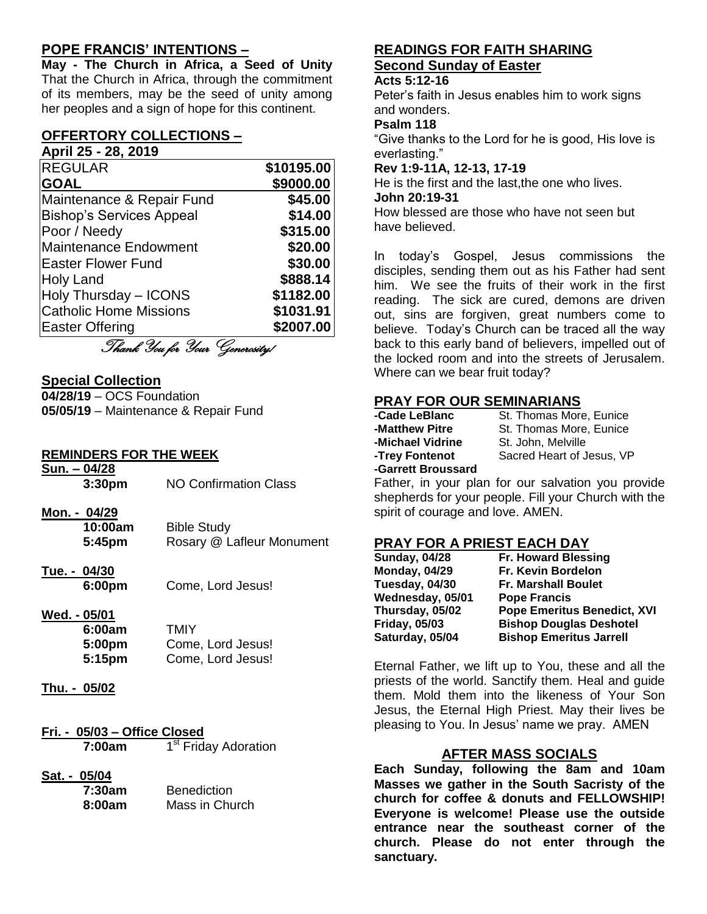## POPE FRANCIS' INTENTIONS –

**May - The Church in Africa, a Seed of Unity** That the Church in Africa, through the commitment of its members, may be the seed of unity among her peoples and a sign of hope for this continent.

## OFFERTORY COLLECTIONS –

**April 25 - 28, 2019**

| REGULAR | $10195.00 |
|---|---|
| **GOAL** | **$9000.00** |
| Maintenance & Repair Fund | $45.00 |
| Bishop's Services Appeal | $14.00 |
| Poor / Needy | $315.00 |
| Maintenance Endowment | $20.00 |
| Easter Flower Fund | $30.00 |
| Holy Land | $888.14 |
| Holy Thursday – ICONS | $1182.00 |
| Catholic Home Missions | $1031.91 |
| Easter Offering | $2007.00 |

*Thank You for Your Generosity!*

## Special Collection

**04/28/19** – OCS Foundation
**05/05/19** – Maintenance & Repair Fund

## REMINDERS FOR THE WEEK

**Sun. – 04/28**
**3:30pm** NO Confirmation Class

**Mon. - 04/29**
**10:00am** Bible Study
**5:45pm** Rosary @ Lafleur Monument

**Tue. - 04/30**
**6:00pm** Come, Lord Jesus!

**Wed. - 05/01**
**6:00am** TMIY
**5:00pm** Come, Lord Jesus!
**5:15pm** Come, Lord Jesus!

**Thu. - 05/02**

**Fri. - 05/03 – Office Closed**
**7:00am** 1st Friday Adoration

**Sat. - 05/04**
**7:30am** Benediction
**8:00am** Mass in Church

## READINGS FOR FAITH SHARING

### Second Sunday of Easter

**Acts 5:12-16**
Peter's faith in Jesus enables him to work signs and wonders.

**Psalm 118**
"Give thanks to the Lord for he is good, His love is everlasting."

**Rev 1:9-11A, 12-13, 17-19**
He is the first and the last,the one who lives.

**John 20:19-31**
How blessed are those who have not seen but have believed.

In today's Gospel, Jesus commissions the disciples, sending them out as his Father had sent him. We see the fruits of their work in the first reading. The sick are cured, demons are driven out, sins are forgiven, great numbers come to believe. Today's Church can be traced all the way back to this early band of believers, impelled out of the locked room and into the streets of Jerusalem. Where can we bear fruit today?

## PRAY FOR OUR SEMINARIANS

**-Cade LeBlanc** St. Thomas More, Eunice
**-Matthew Pitre** St. Thomas More, Eunice
**-Michael Vidrine** St. John, Melville
**-Trey Fontenot** Sacred Heart of Jesus, VP
**-Garrett Broussard**

Father, in your plan for our salvation you provide shepherds for your people. Fill your Church with the spirit of courage and love. AMEN.

## PRAY FOR A PRIEST EACH DAY

**Sunday, 04/28** **Fr. Howard Blessing**
**Monday, 04/29** **Fr. Kevin Bordelon**
**Tuesday, 04/30** **Fr. Marshall Boulet**
**Wednesday, 05/01** **Pope Francis**
**Thursday, 05/02** **Pope Emeritus Benedict, XVI**
**Friday, 05/03** **Bishop Douglas Deshotel**
**Saturday, 05/04** **Bishop Emeritus Jarrell**

Eternal Father, we lift up to You, these and all the priests of the world. Sanctify them. Heal and guide them. Mold them into the likeness of Your Son Jesus, the Eternal High Priest. May their lives be pleasing to You. In Jesus' name we pray. AMEN

## AFTER MASS SOCIALS

**Each Sunday, following the 8am and 10am Masses we gather in the South Sacristy of the church for coffee & donuts and FELLOWSHIP! Everyone is welcome! Please use the outside entrance near the southeast corner of the church. Please do not enter through the sanctuary.**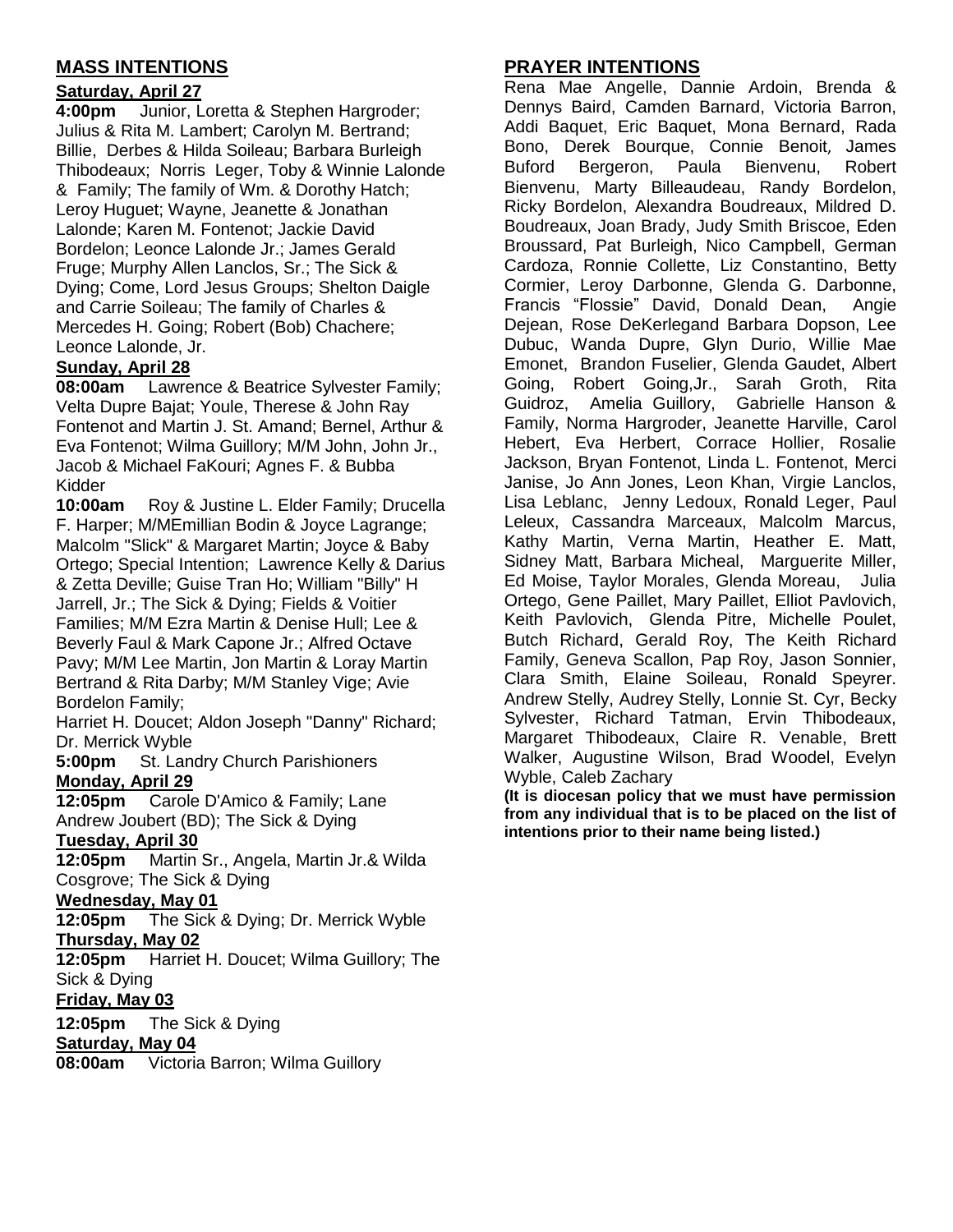## MASS INTENTIONS

**Saturday, April 27**

**4:00pm** Junior, Loretta & Stephen Hargroder; Julius & Rita M. Lambert; Carolyn M. Bertrand; Billie, Derbes & Hilda Soileau; Barbara Burleigh Thibodeaux; Norris Leger, Toby & Winnie Lalonde & Family; The family of Wm. & Dorothy Hatch; Leroy Huguet; Wayne, Jeanette & Jonathan Lalonde; Karen M. Fontenot; Jackie David Bordelon; Leonce Lalonde Jr.; James Gerald Fruge; Murphy Allen Lanclos, Sr.; The Sick & Dying; Come, Lord Jesus Groups; Shelton Daigle and Carrie Soileau; The family of Charles & Mercedes H. Going; Robert (Bob) Chachere; Leonce Lalonde, Jr.

**Sunday, April 28**

**08:00am** Lawrence & Beatrice Sylvester Family; Velta Dupre Bajat; Youle, Therese & John Ray Fontenot and Martin J. St. Amand; Bernel, Arthur & Eva Fontenot; Wilma Guillory; M/M John, John Jr., Jacob & Michael FaKouri; Agnes F. & Bubba Kidder

**10:00am** Roy & Justine L. Elder Family; Drucella F. Harper; M/MEmillian Bodin & Joyce Lagrange; Malcolm "Slick" & Margaret Martin; Joyce & Baby Ortego; Special Intention; Lawrence Kelly & Darius & Zetta Deville; Guise Tran Ho; William "Billy" H Jarrell, Jr.; The Sick & Dying; Fields & Voitier Families; M/M Ezra Martin & Denise Hull; Lee & Beverly Faul & Mark Capone Jr.; Alfred Octave Pavy; M/M Lee Martin, Jon Martin & Loray Martin Bertrand & Rita Darby; M/M Stanley Vige; Avie Bordelon Family;
Harriet H. Doucet; Aldon Joseph "Danny" Richard; Dr. Merrick Wyble

**5:00pm** St. Landry Church Parishioners

**Monday, April 29**

**12:05pm** Carole D'Amico & Family; Lane Andrew Joubert (BD); The Sick & Dying

**Tuesday, April 30**

**12:05pm** Martin Sr., Angela, Martin Jr.& Wilda Cosgrove; The Sick & Dying

**Wednesday, May 01**

**12:05pm** The Sick & Dying; Dr. Merrick Wyble

**Thursday, May 02**

**12:05pm** Harriet H. Doucet; Wilma Guillory; The Sick & Dying

**Friday, May 03**

**12:05pm** The Sick & Dying

**Saturday, May 04**

**08:00am** Victoria Barron; Wilma Guillory

## PRAYER INTENTIONS

Rena Mae Angelle, Dannie Ardoin, Brenda & Dennys Baird, Camden Barnard, Victoria Barron, Addi Baquet, Eric Baquet, Mona Bernard, Rada Bono, Derek Bourque, Connie Benoit, James Buford Bergeron, Paula Bienvenu, Robert Bienvenu, Marty Billeaudeau, Randy Bordelon, Ricky Bordelon, Alexandra Boudreaux, Mildred D. Boudreaux, Joan Brady, Judy Smith Briscoe, Eden Broussard, Pat Burleigh, Nico Campbell, German Cardoza, Ronnie Collette, Liz Constantino, Betty Cormier, Leroy Darbonne, Glenda G. Darbonne, Francis "Flossie" David, Donald Dean, Angie Dejean, Rose DeKerlegand Barbara Dopson, Lee Dubuc, Wanda Dupre, Glyn Durio, Willie Mae Emonet, Brandon Fuselier, Glenda Gaudet, Albert Going, Robert Going,Jr., Sarah Groth, Rita Guidroz, Amelia Guillory, Gabrielle Hanson & Family, Norma Hargroder, Jeanette Harville, Carol Hebert, Eva Herbert, Corrace Hollier, Rosalie Jackson, Bryan Fontenot, Linda L. Fontenot, Merci Janise, Jo Ann Jones, Leon Khan, Virgie Lanclos, Lisa Leblanc, Jenny Ledoux, Ronald Leger, Paul Leleux, Cassandra Marceaux, Malcolm Marcus, Kathy Martin, Verna Martin, Heather E. Matt, Sidney Matt, Barbara Micheal, Marguerite Miller, Ed Moise, Taylor Morales, Glenda Moreau, Julia Ortego, Gene Paillet, Mary Paillet, Elliot Pavlovich, Keith Pavlovich, Glenda Pitre, Michelle Poulet, Butch Richard, Gerald Roy, The Keith Richard Family, Geneva Scallon, Pap Roy, Jason Sonnier, Clara Smith, Elaine Soileau, Ronald Speyrer. Andrew Stelly, Audrey Stelly, Lonnie St. Cyr, Becky Sylvester, Richard Tatman, Ervin Thibodeaux, Margaret Thibodeaux, Claire R. Venable, Brett Walker, Augustine Wilson, Brad Woodel, Evelyn Wyble, Caleb Zachary

**(It is diocesan policy that we must have permission from any individual that is to be placed on the list of intentions prior to their name being listed.)**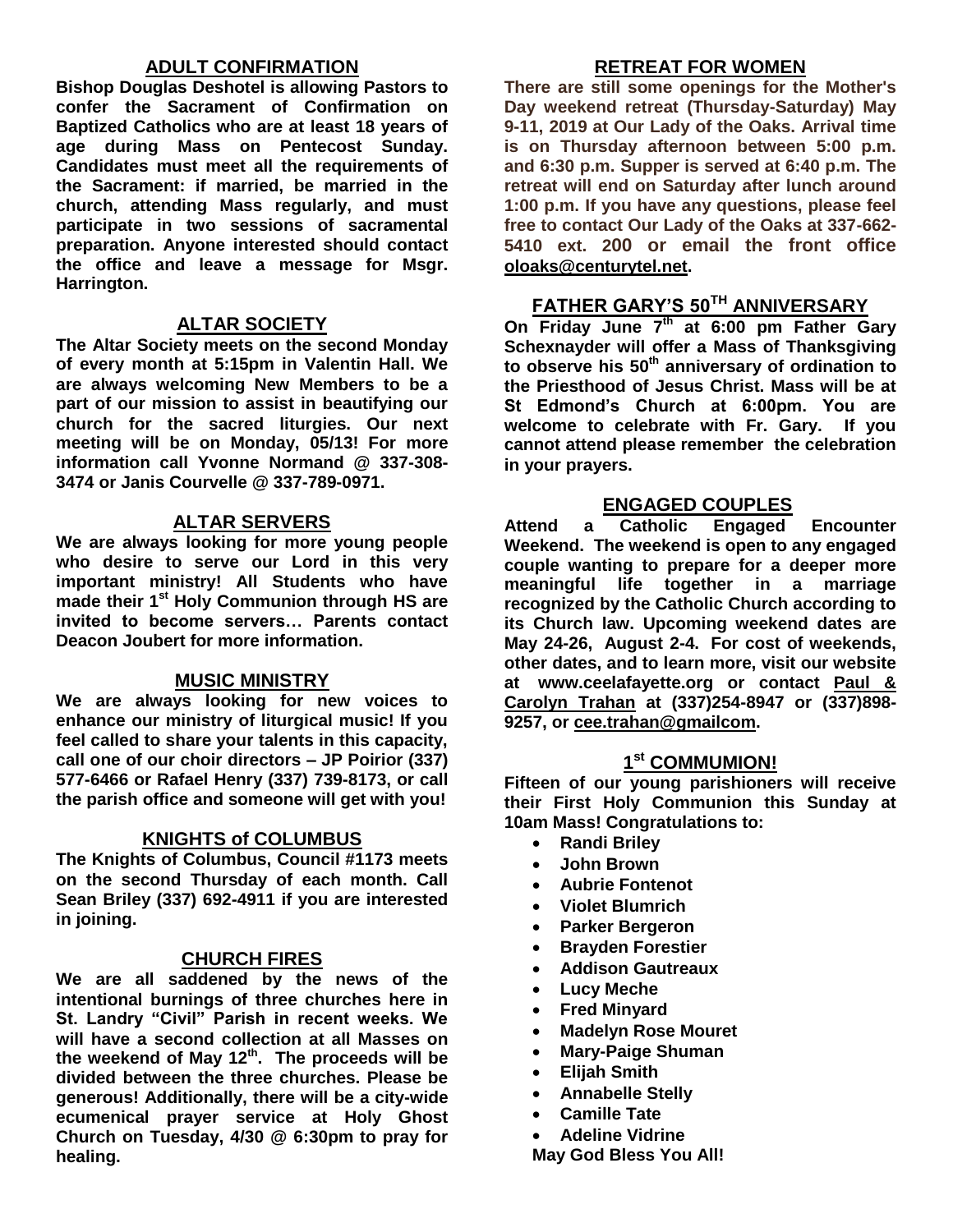## ADULT CONFIRMATION

**Bishop Douglas Deshotel is allowing Pastors to confer the Sacrament of Confirmation on Baptized Catholics who are at least 18 years of age during Mass on Pentecost Sunday. Candidates must meet all the requirements of the Sacrament: if married, be married in the church, attending Mass regularly, and must participate in two sessions of sacramental preparation. Anyone interested should contact the office and leave a message for Msgr. Harrington.**

## ALTAR SOCIETY

**The Altar Society meets on the second Monday of every month at 5:15pm in Valentin Hall. We are always welcoming New Members to be a part of our mission to assist in beautifying our church for the sacred liturgies. Our next meeting will be on Monday, 05/13! For more information call Yvonne Normand @ 337-308-3474 or Janis Courvelle @ 337-789-0971.**

## ALTAR SERVERS

**We are always looking for more young people who desire to serve our Lord in this very important ministry! All Students who have made their 1st Holy Communion through HS are invited to become servers… Parents contact Deacon Joubert for more information.**

## MUSIC MINISTRY

**We are always looking for new voices to enhance our ministry of liturgical music! If you feel called to share your talents in this capacity, call one of our choir directors – JP Poirior (337) 577-6466 or Rafael Henry (337) 739-8173, or call the parish office and someone will get with you!**

## KNIGHTS of COLUMBUS

**The Knights of Columbus, Council #1173 meets on the second Thursday of each month. Call Sean Briley (337) 692-4911 if you are interested in joining.**

## CHURCH FIRES

**We are all saddened by the news of the intentional burnings of three churches here in St. Landry "Civil" Parish in recent weeks. We will have a second collection at all Masses on the weekend of May 12th. The proceeds will be divided between the three churches. Please be generous! Additionally, there will be a city-wide ecumenical prayer service at Holy Ghost Church on Tuesday, 4/30 @ 6:30pm to pray for healing.**

## RETREAT FOR WOMEN

**There are still some openings for the Mother's Day weekend retreat (Thursday-Saturday) May 9-11, 2019 at Our Lady of the Oaks. Arrival time is on Thursday afternoon between 5:00 p.m. and 6:30 p.m. Supper is served at 6:40 p.m. The retreat will end on Saturday after lunch around 1:00 p.m. If you have any questions, please feel free to contact Our Lady of the Oaks at 337-662-5410 ext. 200 or email the front office oloaks@centurytel.net.**

## FATHER GARY'S 50TH ANNIVERSARY

**On Friday June 7th at 6:00 pm Father Gary Schexnayder will offer a Mass of Thanksgiving to observe his 50th anniversary of ordination to the Priesthood of Jesus Christ. Mass will be at St Edmond's Church at 6:00pm. You are welcome to celebrate with Fr. Gary. If you cannot attend please remember the celebration in your prayers.**

## ENGAGED COUPLES

**Attend a Catholic Engaged Encounter Weekend. The weekend is open to any engaged couple wanting to prepare for a deeper more meaningful life together in a marriage recognized by the Catholic Church according to its Church law. Upcoming weekend dates are May 24-26, August 2-4. For cost of weekends, other dates, and to learn more, visit our website at www.ceelafayette.org or contact Paul & Carolyn Trahan at (337)254-8947 or (337)898-9257, or cee.trahan@gmailcom.**

## 1st COMMUNION!

**Fifteen of our young parishioners will receive their First Holy Communion this Sunday at 10am Mass! Congratulations to:**

- **Randi Briley**
- **John Brown**
- **Aubrie Fontenot**
- **Violet Blumrich**
- **Parker Bergeron**
- **Brayden Forestier**
- **Addison Gautreaux**
- **Lucy Meche**
- **Fred Minyard**
- **Madelyn Rose Mouret**
- **Mary-Paige Shuman**
- **Elijah Smith**
- **Annabelle Stelly**
- **Camille Tate**
- **Adeline Vidrine**

**May God Bless You All!**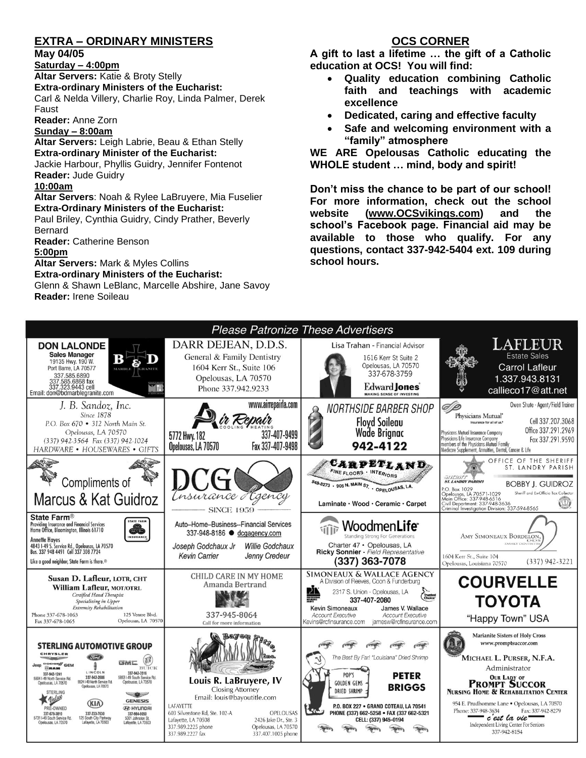## EXTRA – ORDINARY MINISTERS

**May 04/05**

**Saturday – 4:00pm**

**Altar Servers:** Katie & Broty Stelly

**Extra-ordinary Ministers of the Eucharist:**
Carl & Nelda Villery, Charlie Roy, Linda Palmer, Derek Faust

**Reader:** Anne Zorn

**Sunday – 8:00am**

**Altar Servers:** Leigh Labrie, Beau & Ethan Stelly

**Extra-ordinary Minister of the Eucharist:**
Jackie Harbour, Phyllis Guidry, Jennifer Fontenot

**Reader:** Jude Guidry

**10:00am**

**Altar Servers**: Noah & Rylee LaBruyere, Mia Fuselier

**Extra-Ordinary Ministers of the Eucharist:**
Paul Briley, Cynthia Guidry, Cindy Prather, Beverly Bernard

**Reader:** Catherine Benson

**5:00pm**

**Altar Servers:** Mark & Myles Collins

**Extra-ordinary Ministers of the Eucharist:**
Glenn & Shawn LeBlanc, Marcelle Abshire, Jane Savoy

**Reader:** Irene Soileau

## OCS CORNER

**A gift to last a lifetime … the gift of a Catholic education at OCS! You will find:**

- **Quality education combining Catholic faith and teachings with academic excellence**
- **Dedicated, caring and effective faculty**
- **Safe and welcoming environment with a "family" atmosphere**

**WE ARE Opelousas Catholic educating the WHOLE student … mind, body and spirit!**

**Don't miss the chance to be part of our school! For more information, check out the school website (www.OCSvikings.com) and the school's Facebook page. Financial aid may be available to those who qualify. For any questions, contact 337-942-5404 ext. 109 during school hours.**

## *Please Patronize These Advertisers*

**DON LALONDE** – Sales Manager, B & D Marble Granite, 19135 Hwy. 190 W., Port Barre, LA 70577, 337.585.6890, 337.585.6868 fax, 337.323.9443 cell, Email: don@bdmarblegranite.com

**DARR DEJEAN, D.D.S.** – General & Family Dentistry, 1604 Kerr St., Suite 106, Opelousas, LA 70570, Phone 337.942.9233

**Lisa Trahan** - Financial Advisor, 1616 Kerr St Suite 2, Opelousas, LA 70570, 337-678-3759, Edward Jones – Making Sense of Investing

**LAFLEUR** Estate Sales – Carrol Lafleur, 1.337.943.8131, callieco17@att.net

**J. B. Sandoz, Inc.** – Since 1878, P.O. Box 670 • 312 North Main St., Opelousas, LA 70570, (337) 942-3564 Fax (337) 942-1024, HARDWARE • HOUSEWARES • GIFTS

**Air Repair** – Cooling • Heating, www.airrepairla.com, 5772 Hwy. 182, Opelousas, LA 70570, 337-407-9499, Fax 337-407-9498

**NORTHSIDE BARBER SHOP** – Floyd Soileau, Wade Brignac, 942-4122

**Physicians Mutual** – Owen Shute - Agent/Field Trainer, Cell 337.207.3068, Office 337.291.2969, Fax 337.291.9590. Physicians Mutual Insurance Company, Physicians Life Insurance Company, members of the Physicians Mutual Family. Medicare Supplement, Annuities, Dental, Cancer & Life

**Compliments of Marcus & Kat Guidroz**

**DCG Insurance Agency** – Since 1959

**CARPETLAND** – Fine Floors • Interiors, 948-8273 • 905 N. Main St. • Opelousas, LA. Laminate • Wood • Ceramic • Carpet

**OFFICE OF THE SHERIFF ST. LANDRY PARISH** – BOBBY J. GUIDROZ, Sheriff and Ex-Officio Tax Collector, P.O. Box 1029, Opelousas, LA 70571-1029, Main Office: 337-948-6516, Civil Department: 337-948-3636, Criminal Investigation Division: 337-594-8565

**State Farm®** – Providing Insurance and Financial Services, Home Office, Bloomington, Illinois 61710. Annette Hayes, 4843 I-49 S. Service Rd., Opelousas, LA 70570, Bus. 337 948 4491 Cell 337 308 7724. Like a good neighbor, State Farm is there.®

Auto–Home–Business--Financial Services, 337-948-8186 ● dcgagency.com – Joseph Godchaux Jr, Willie Godchaux, Kevin Carrier, Jenny Credeur

**WoodmenLife** – Standing Strong For Generations, Charter 47 • Opelousas, LA, Ricky Sonnier - *Field Representative*, (337) 363-7078

**AMY SIMONEAUX BORDELON, DDS** – Family Dentistry, 1604 Kerr St., Suite 104, Opelousas, Louisiana 70570, (337) 942-3221

**Susan D. Lafleur, LOTR, CHT** / **William Lafleur, MOT/OTRL** – *Certified Hand Therapist, Specializing in Upper Extremity Rehabilitation*, Phone 337-678-1063, Fax 337-678-1065, 125 Ventre Blvd., Opelousas, LA 70570

**CHILD CARE IN MY HOME** – Amanda Bertrand, 337-945-8064, Call for more information

**SIMONEAUX & WALLACE AGENCY** – A Division of Reeves, Coon & Funderburg, 2317 S. Union - Opelousas, LA, 337-407-2080. Kevin Simoneaux, *Account Executive*, Kevins@rcfinsurance.com; James V. Wallace, *Account Executive*, jamesw@rcfinsurance.com

**COURVELLE TOYOTA** – "Happy Town" USA

**STERLING AUTOMOTIVE GROUP** – Chrysler, Jeep, Dodge, Ram, GEM: 337-942-1241, 5504 I-49 North Service Rd, Opelousas, LA 70570. Ford / Lincoln: 337-942-2686, 5524 I-49 North Service Rd, Opelousas, LA 70570. GMC / Buick: 337-942-2516, 5853 I-49 South Service Rd, Opelousas, LA 70570. Sterling Value Pre-Owned: 337-678-3810, 5731 I-49 South Service Rd, Opelousas, LA 70570. KIA: 337-233-7630, 125 South City Parkway, Lafayette, LA 70503. Genesis / Hyundai: 337-984-9950, 5001 Johnston St, Lafayette, LA 70503

**Bayou Title, Inc.** – Louis R. LaBruyere, IV, Closing Attorney, Email: louis@bayoutitle.com. LAFAYETTE: 603 Silverstone Rd, Ste. 102-A, Lafayette, LA 70508, 337.989.2225 phone, 337.989.2227 fax. OPELOUSAS: 2426 Jake Dr., Ste. 3, Opelousas, LA 70570, 337.407.1005 phone

**PETER BRIGGS** – The Best By Far! "Louisiana" Dried Shrimp, Pop's Golden Gems Dried Shrimp, P.O. BOX 227 • GRAND COTEAU, LA 70541, PHONE (337) 662-5258 • FAX (337 662-5321, CELL: (337) 945-0194

**Marianite Sisters of Holy Cross** – www.promptsuccor.com, MICHAEL L. PURSER, N.F.A., Administrator, OUR LADY OF PROMPT SUCCOR NURSING HOME & REHABILITATION CENTER, 954 E. Prudhomme Lane • Opelousas, LA 70570, Phone: 337-948-3634, Fax: 337-942-8279. *c'est la vie* – Independent Living Center For Seniors, 337-942-8154